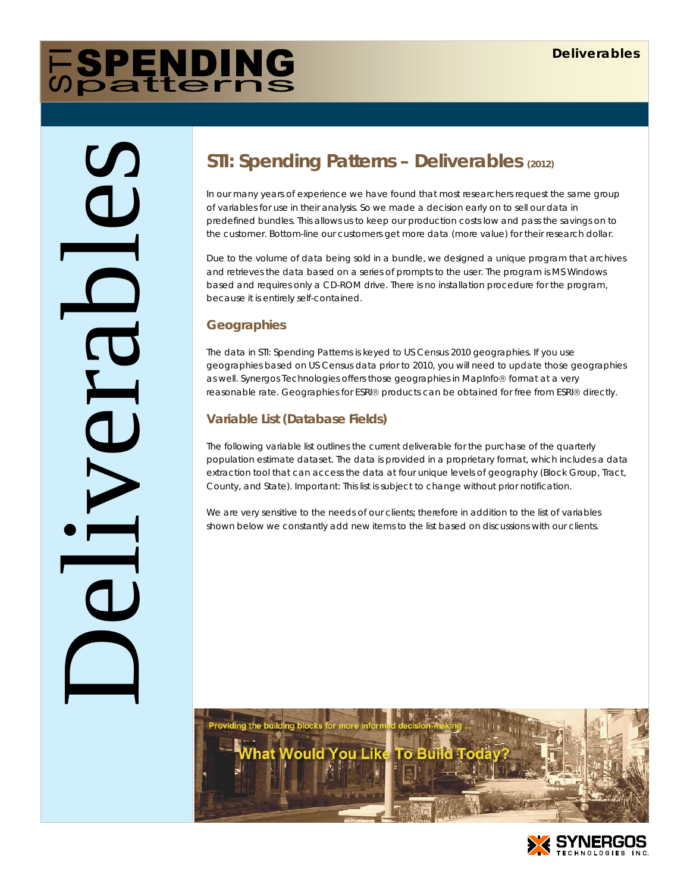# STI: Spending Patterns – Deliverables (2012)

In our many years of experience we have found that most researchers request the same group of variables for use in their analysis. So we made a decision early on to sell our data in predefined bundles. This allows us to keep our production costs low and pass the savings on to the customer. Bottom-line our customers get more data (more value) for their research dollar.

Due to the volume of data being sold in a bundle, we designed a unique program that archives and retrieves the data based on a series of prompts to the user. The program is MS Windows based and requires only a CD-ROM drive. There is no installation procedure for the program, because it is entirely self-contained.

## Geographies

The data in STI: Spending Patterns is keyed to US Census 2010 geographies. If you use geographies based on US Census data prior to 2010, you will need to update those geographies as well. Synergos Technologies offers those geographies in MapInfo® format at a very reasonable rate. Geographies for ESRI® products can be obtained for free from ESRI® directly.

## Variable List (Database Fields)

The following variable list outlines the current deliverable for the purchase of the quarterly population estimate dataset. The data is provided in a proprietary format, which includes a data extraction tool that can access the data at four unique levels of geography (Block Group, Tract, County, and State). Important: This list is subject to change without prior notification.

We are very sensitive to the needs of our clients; therefore in addition to the list of variables shown below we constantly add new items to the list based on discussions with our clients.

Providing the building blocks for more informed decision-making ...

What Would You Like To Build Today?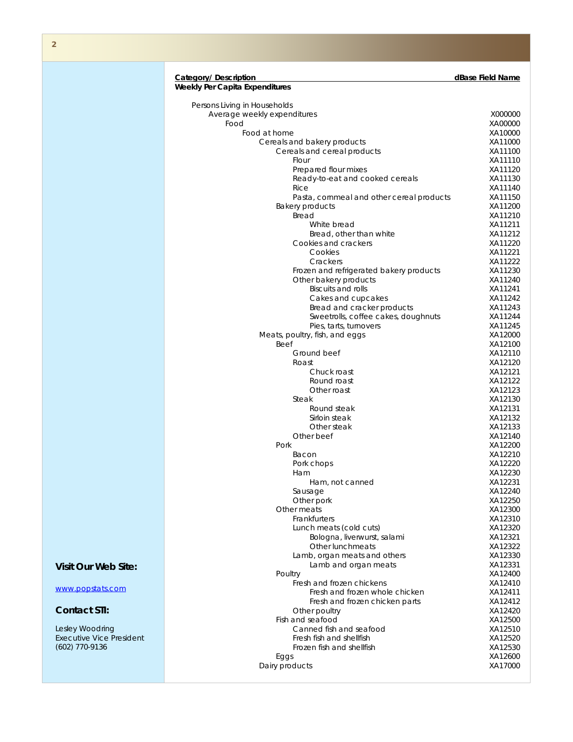| Category/ Description | dBase Field Name |
|---|---|
| **Weekly Per Capita Expenditures** | |
| | |
| Persons Living in Households | |
| Average weekly expenditures | X000000 |
| Food | XA00000 |
| Food at home | XA10000 |
| Cereals and bakery products | XA11000 |
| Cereals and cereal products | XA11100 |
| Flour | XA11110 |
| Prepared flour mixes | XA11120 |
| Ready-to-eat and cooked cereals | XA11130 |
| Rice | XA11140 |
| Pasta, cornmeal and other cereal products | XA11150 |
| Bakery products | XA11200 |
| Bread | XA11210 |
| White bread | XA11211 |
| Bread, other than white | XA11212 |
| Cookies and crackers | XA11220 |
| Cookies | XA11221 |
| Crackers | XA11222 |
| Frozen and refrigerated bakery products | XA11230 |
| Other bakery products | XA11240 |
| Biscuits and rolls | XA11241 |
| Cakes and cupcakes | XA11242 |
| Bread and cracker products | XA11243 |
| Sweetrolls, coffee cakes, doughnuts | XA11244 |
| Pies, tarts, turnovers | XA11245 |
| Meats, poultry, fish, and eggs | XA12000 |
| Beef | XA12100 |
| Ground beef | XA12110 |
| Roast | XA12120 |
| Chuck roast | XA12121 |
| Round roast | XA12122 |
| Other roast | XA12123 |
| Steak | XA12130 |
| Round steak | XA12131 |
| Sirloin steak | XA12132 |
| Other steak | XA12133 |
| Other beef | XA12140 |
| Pork | XA12200 |
| Bacon | XA12210 |
| Pork chops | XA12220 |
| Ham | XA12230 |
| Ham, not canned | XA12231 |
| Sausage | XA12240 |
| Other pork | XA12250 |
| Other meats | XA12300 |
| Frankfurters | XA12310 |
| Lunch meats (cold cuts) | XA12320 |
| Bologna, liverwurst, salami | XA12321 |
| Other lunchmeats | XA12322 |
| Lamb, organ meats and others | XA12330 |
| Lamb and organ meats | XA12331 |
| Poultry | XA12400 |
| Fresh and frozen chickens | XA12410 |
| Fresh and frozen whole chicken | XA12411 |
| Fresh and frozen chicken parts | XA12412 |
| Other poultry | XA12420 |
| Fish and seafood | XA12500 |
| Canned fish and seafood | XA12510 |
| Fresh fish and shellfish | XA12520 |
| Frozen fish and shellfish | XA12530 |
| Eggs | XA12600 |
| Dairy products | XA17000 |

**Visit Our Web Site:**

www.popstats.com

**Contact STI:**

Lesley Woodring
Executive Vice President
(602) 770-9136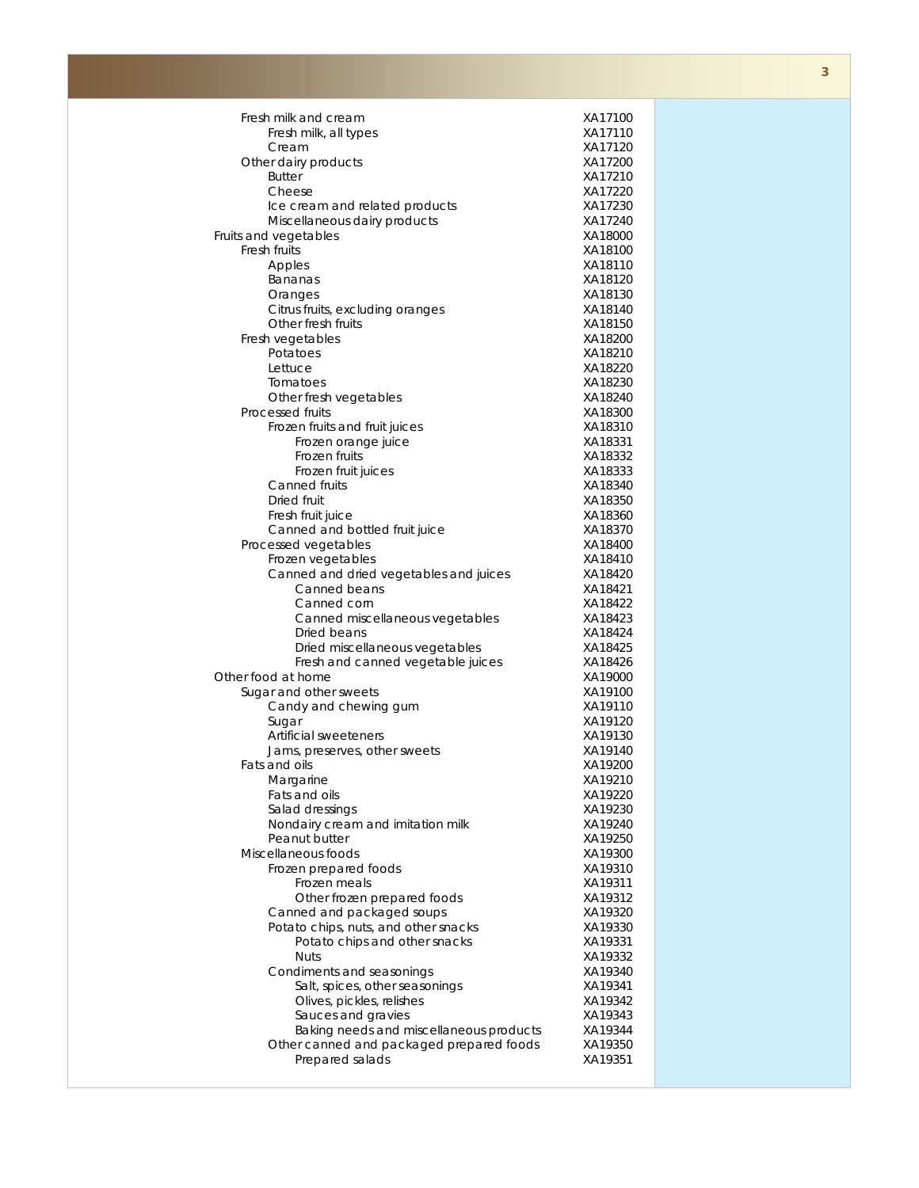| | |
|---|---|
| Fresh milk and cream | XA17100 |
| Fresh milk, all types | XA17110 |
| Cream | XA17120 |
| Other dairy products | XA17200 |
| Butter | XA17210 |
| Cheese | XA17220 |
| Ice cream and related products | XA17230 |
| Miscellaneous dairy products | XA17240 |
| Fruits and vegetables | XA18000 |
| Fresh fruits | XA18100 |
| Apples | XA18110 |
| Bananas | XA18120 |
| Oranges | XA18130 |
| Citrus fruits, excluding oranges | XA18140 |
| Other fresh fruits | XA18150 |
| Fresh vegetables | XA18200 |
| Potatoes | XA18210 |
| Lettuce | XA18220 |
| Tomatoes | XA18230 |
| Other fresh vegetables | XA18240 |
| Processed fruits | XA18300 |
| Frozen fruits and fruit juices | XA18310 |
| Frozen orange juice | XA18331 |
| Frozen fruits | XA18332 |
| Frozen fruit juices | XA18333 |
| Canned fruits | XA18340 |
| Dried fruit | XA18350 |
| Fresh fruit juice | XA18360 |
| Canned and bottled fruit juice | XA18370 |
| Processed vegetables | XA18400 |
| Frozen vegetables | XA18410 |
| Canned and dried vegetables and juices | XA18420 |
| Canned beans | XA18421 |
| Canned corn | XA18422 |
| Canned miscellaneous vegetables | XA18423 |
| Dried beans | XA18424 |
| Dried miscellaneous vegetables | XA18425 |
| Fresh and canned vegetable juices | XA18426 |
| Other food at home | XA19000 |
| Sugar and other sweets | XA19100 |
| Candy and chewing gum | XA19110 |
| Sugar | XA19120 |
| Artificial sweeteners | XA19130 |
| Jams, preserves, other sweets | XA19140 |
| Fats and oils | XA19200 |
| Margarine | XA19210 |
| Fats and oils | XA19220 |
| Salad dressings | XA19230 |
| Nondairy cream and imitation milk | XA19240 |
| Peanut butter | XA19250 |
| Miscellaneous foods | XA19300 |
| Frozen prepared foods | XA19310 |
| Frozen meals | XA19311 |
| Other frozen prepared foods | XA19312 |
| Canned and packaged soups | XA19320 |
| Potato chips, nuts, and other snacks | XA19330 |
| Potato chips and other snacks | XA19331 |
| Nuts | XA19332 |
| Condiments and seasonings | XA19340 |
| Salt, spices, other seasonings | XA19341 |
| Olives, pickles, relishes | XA19342 |
| Sauces and gravies | XA19343 |
| Baking needs and miscellaneous products | XA19344 |
| Other canned and packaged prepared foods | XA19350 |
| Prepared salads | XA19351 |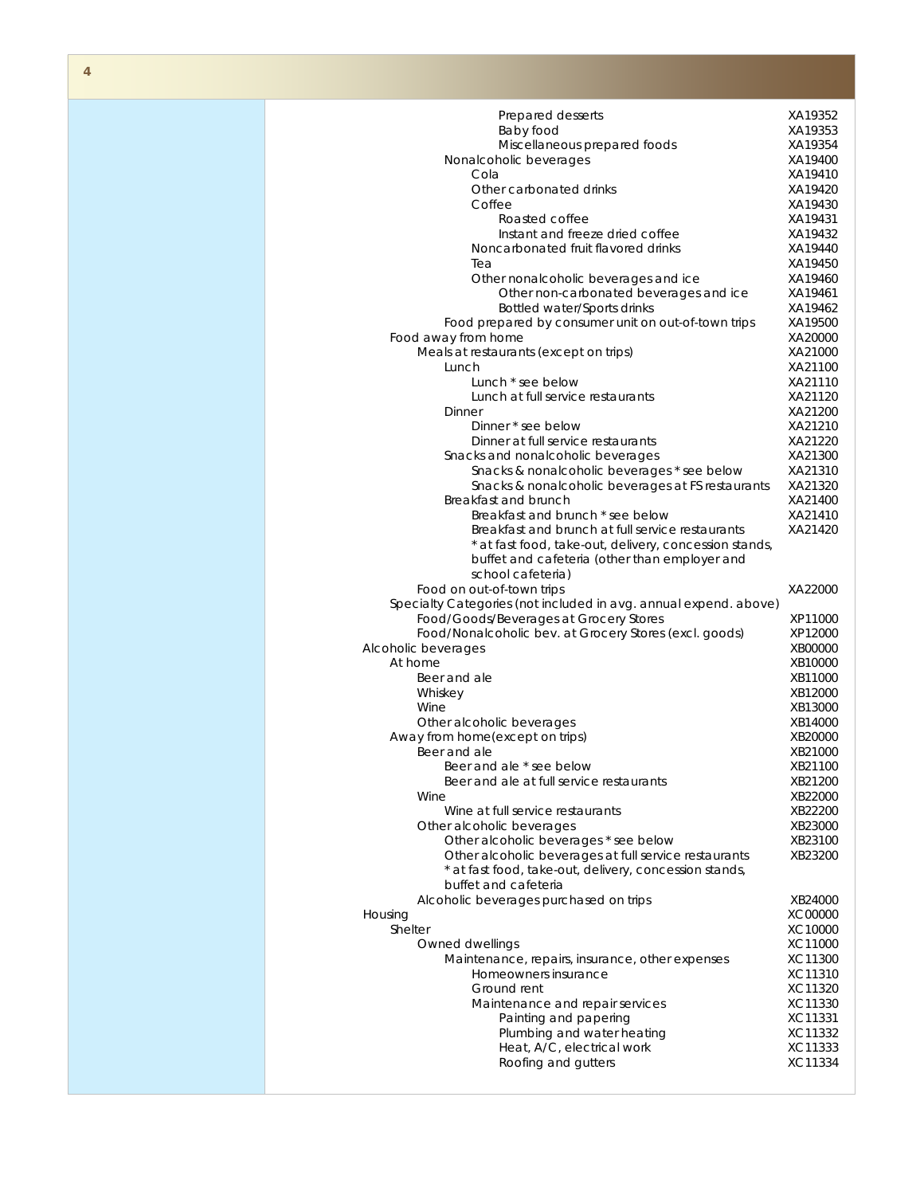| Item | Code |
| --- | --- |
| Prepared desserts | XA19352 |
| Baby food | XA19353 |
| Miscellaneous prepared foods | XA19354 |
| Nonalcoholic beverages | XA19400 |
| Cola | XA19410 |
| Other carbonated drinks | XA19420 |
| Coffee | XA19430 |
| Roasted coffee | XA19431 |
| Instant and freeze dried coffee | XA19432 |
| Noncarbonated fruit flavored drinks | XA19440 |
| Tea | XA19450 |
| Other nonalcoholic beverages and ice | XA19460 |
| Other non-carbonated beverages and ice | XA19461 |
| Bottled water/Sports drinks | XA19462 |
| Food prepared by consumer unit on out-of-town trips | XA19500 |
| Food away from home | XA20000 |
| Meals at restaurants (except on trips) | XA21000 |
| Lunch | XA21100 |
| Lunch * see below | XA21110 |
| Lunch at full service restaurants | XA21120 |
| Dinner | XA21200 |
| Dinner * see below | XA21210 |
| Dinner at full service restaurants | XA21220 |
| Snacks and nonalcoholic beverages | XA21300 |
| Snacks & nonalcoholic beverages * see below | XA21310 |
| Snacks & nonalcoholic beverages at FS restaurants | XA21320 |
| Breakfast and brunch | XA21400 |
| Breakfast and brunch * see below | XA21410 |
| Breakfast and brunch at full service restaurants | XA21420 |
| * at fast food, take-out, delivery, concession stands, buffet and cafeteria (other than employer and school cafeteria) | |
| Food on out-of-town trips | XA22000 |
| Specialty Categories (not included in avg. annual expend. above) | |
| Food/Goods/Beverages at Grocery Stores | XP11000 |
| Food/Nonalcoholic bev. at Grocery Stores (excl. goods) | XP12000 |
| Alcoholic beverages | XB00000 |
| At home | XB10000 |
| Beer and ale | XB11000 |
| Whiskey | XB12000 |
| Wine | XB13000 |
| Other alcoholic beverages | XB14000 |
| Away from home(except on trips) | XB20000 |
| Beer and ale | XB21000 |
| Beer and ale * see below | XB21100 |
| Beer and ale at full service restaurants | XB21200 |
| Wine | XB22000 |
| Wine at full service restaurants | XB22200 |
| Other alcoholic beverages | XB23000 |
| Other alcoholic beverages * see below | XB23100 |
| Other alcoholic beverages at full service restaurants | XB23200 |
| * at fast food, take-out, delivery, concession stands, buffet and cafeteria | |
| Alcoholic beverages purchased on trips | XB24000 |
| Housing | XC00000 |
| Shelter | XC10000 |
| Owned dwellings | XC11000 |
| Maintenance, repairs, insurance, other expenses | XC11300 |
| Homeowners insurance | XC11310 |
| Ground rent | XC11320 |
| Maintenance and repair services | XC11330 |
| Painting and papering | XC11331 |
| Plumbing and water heating | XC11332 |
| Heat, A/C, electrical work | XC11333 |
| Roofing and gutters | XC11334 |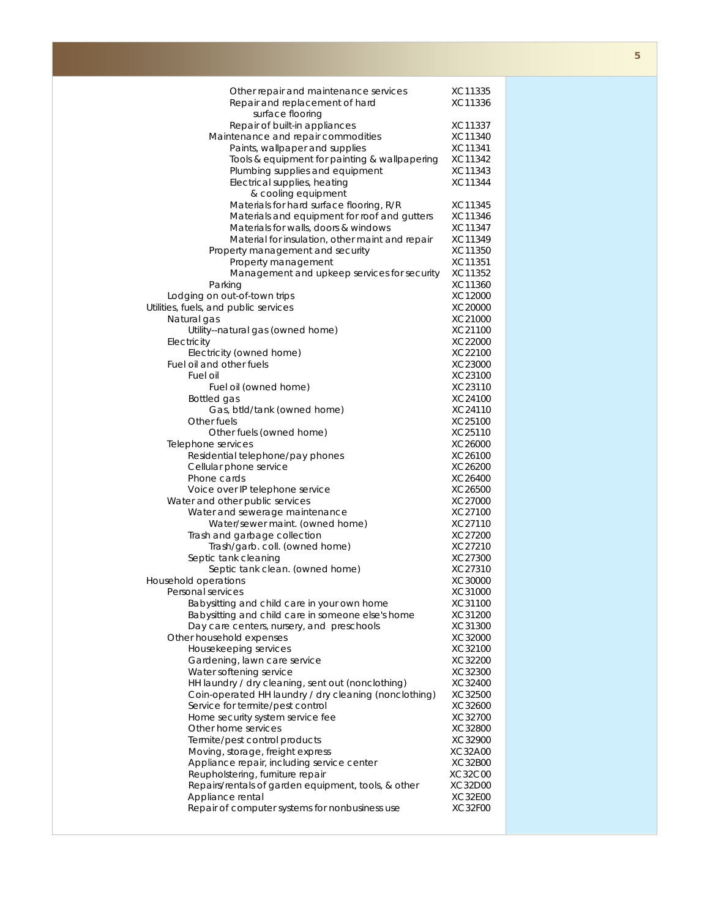| | |
|---|---|
| Other repair and maintenance services | XC11335 |
| Repair and replacement of hard surface flooring | XC11336 |
| Repair of built-in appliances | XC11337 |
| Maintenance and repair commodities | XC11340 |
| Paints, wallpaper and supplies | XC11341 |
| Tools & equipment for painting & wallpapering | XC11342 |
| Plumbing supplies and equipment | XC11343 |
| Electrical supplies, heating & cooling equipment | XC11344 |
| Materials for hard surface flooring, R/R | XC11345 |
| Materials and equipment for roof and gutters | XC11346 |
| Materials for walls, doors & windows | XC11347 |
| Material for insulation, other maint and repair | XC11349 |
| Property management and security | XC11350 |
| Property management | XC11351 |
| Management and upkeep services for security | XC11352 |
| Parking | XC11360 |
| Lodging on out-of-town trips | XC12000 |
| Utilities, fuels, and public services | XC20000 |
| Natural gas | XC21000 |
| Utility--natural gas (owned home) | XC21100 |
| Electricity | XC22000 |
| Electricity (owned home) | XC22100 |
| Fuel oil and other fuels | XC23000 |
| Fuel oil | XC23100 |
| Fuel oil (owned home) | XC23110 |
| Bottled gas | XC24100 |
| Gas, btld/tank (owned home) | XC24110 |
| Other fuels | XC25100 |
| Other fuels (owned home) | XC25110 |
| Telephone services | XC26000 |
| Residential telephone/pay phones | XC26100 |
| Cellular phone service | XC26200 |
| Phone cards | XC26400 |
| Voice over IP telephone service | XC26500 |
| Water and other public services | XC27000 |
| Water and sewerage maintenance | XC27100 |
| Water/sewer maint. (owned home) | XC27110 |
| Trash and garbage collection | XC27200 |
| Trash/garb. coll. (owned home) | XC27210 |
| Septic tank cleaning | XC27300 |
| Septic tank clean. (owned home) | XC27310 |
| Household operations | XC30000 |
| Personal services | XC31000 |
| Babysitting and child care in your own home | XC31100 |
| Babysitting and child care in someone else's home | XC31200 |
| Day care centers, nursery, and preschools | XC31300 |
| Other household expenses | XC32000 |
| Housekeeping services | XC32100 |
| Gardening, lawn care service | XC32200 |
| Water softening service | XC32300 |
| HH laundry / dry cleaning, sent out (nonclothing) | XC32400 |
| Coin-operated HH laundry / dry cleaning (nonclothing) | XC32500 |
| Service for termite/pest control | XC32600 |
| Home security system service fee | XC32700 |
| Other home services | XC32800 |
| Termite/pest control products | XC32900 |
| Moving, storage, freight express | XC32A00 |
| Appliance repair, including service center | XC32B00 |
| Reupholstering, furniture repair | XC32C00 |
| Repairs/rentals of garden equipment, tools, & other | XC32D00 |
| Appliance rental | XC32E00 |
| Repair of computer systems for nonbusiness use | XC32F00 |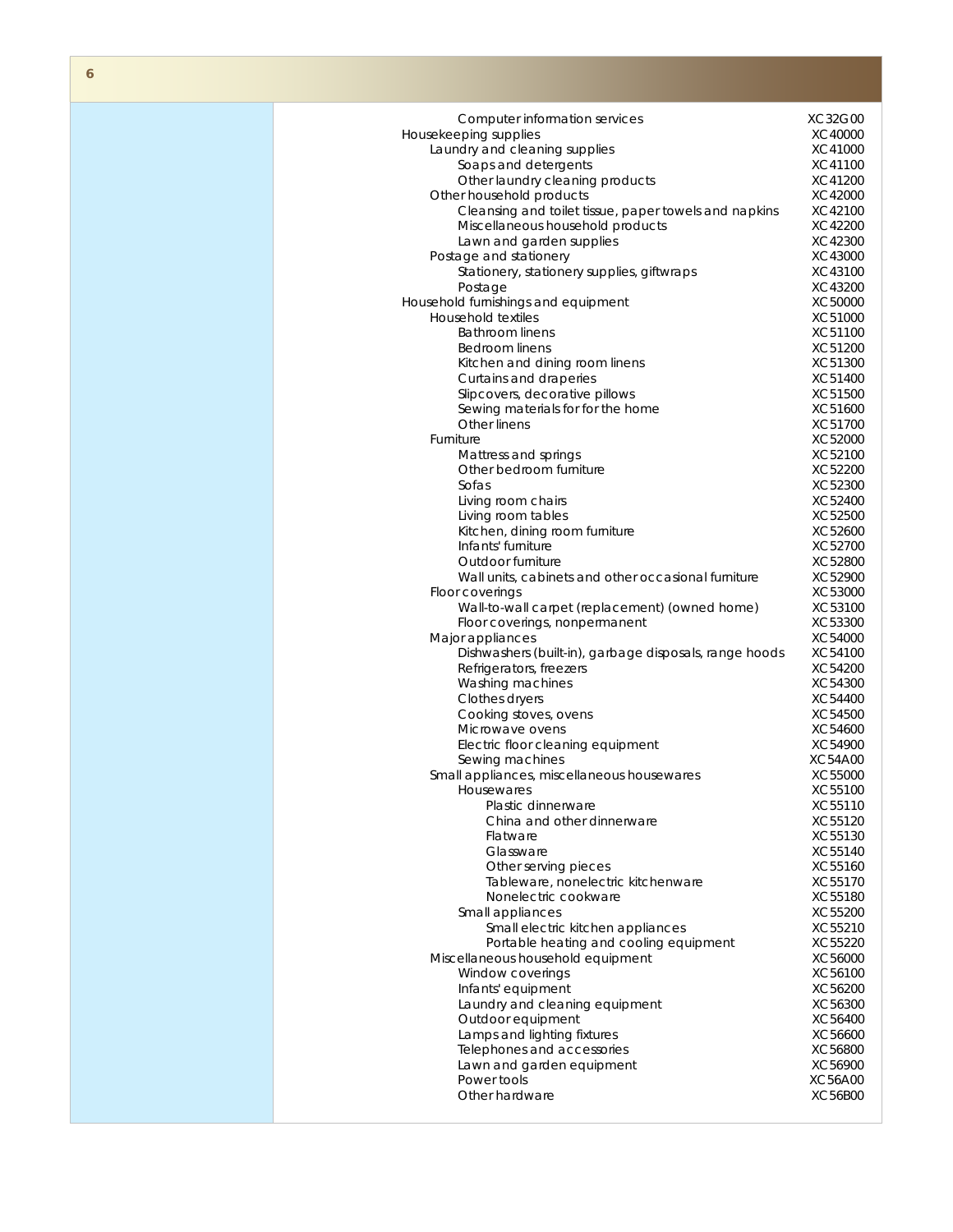| Item | Code |
|---|---|
| Computer information services | XC32G00 |
| Housekeeping supplies | XC40000 |
| Laundry and cleaning supplies | XC41000 |
| Soaps and detergents | XC41100 |
| Other laundry cleaning products | XC41200 |
| Other household products | XC42000 |
| Cleansing and toilet tissue, paper towels and napkins | XC42100 |
| Miscellaneous household products | XC42200 |
| Lawn and garden supplies | XC42300 |
| Postage and stationery | XC43000 |
| Stationery, stationery supplies, giftwraps | XC43100 |
| Postage | XC43200 |
| Household furnishings and equipment | XC50000 |
| Household textiles | XC51000 |
| Bathroom linens | XC51100 |
| Bedroom linens | XC51200 |
| Kitchen and dining room linens | XC51300 |
| Curtains and draperies | XC51400 |
| Slipcovers, decorative pillows | XC51500 |
| Sewing materials for the home | XC51600 |
| Other linens | XC51700 |
| Furniture | XC52000 |
| Mattress and springs | XC52100 |
| Other bedroom furniture | XC52200 |
| Sofas | XC52300 |
| Living room chairs | XC52400 |
| Living room tables | XC52500 |
| Kitchen, dining room furniture | XC52600 |
| Infants' furniture | XC52700 |
| Outdoor furniture | XC52800 |
| Wall units, cabinets and other occasional furniture | XC52900 |
| Floor coverings | XC53000 |
| Wall-to-wall carpet (replacement) (owned home) | XC53100 |
| Floor coverings, nonpermanent | XC53300 |
| Major appliances | XC54000 |
| Dishwashers (built-in), garbage disposals, range hoods | XC54100 |
| Refrigerators, freezers | XC54200 |
| Washing machines | XC54300 |
| Clothes dryers | XC54400 |
| Cooking stoves, ovens | XC54500 |
| Microwave ovens | XC54600 |
| Electric floor cleaning equipment | XC54900 |
| Sewing machines | XC54A00 |
| Small appliances, miscellaneous housewares | XC55000 |
| Housewares | XC55100 |
| Plastic dinnerware | XC55110 |
| China and other dinnerware | XC55120 |
| Flatware | XC55130 |
| Glassware | XC55140 |
| Other serving pieces | XC55160 |
| Tableware, nonelectric kitchenware | XC55170 |
| Nonelectric cookware | XC55180 |
| Small appliances | XC55200 |
| Small electric kitchen appliances | XC55210 |
| Portable heating and cooling equipment | XC55220 |
| Miscellaneous household equipment | XC56000 |
| Window coverings | XC56100 |
| Infants' equipment | XC56200 |
| Laundry and cleaning equipment | XC56300 |
| Outdoor equipment | XC56400 |
| Lamps and lighting fixtures | XC56600 |
| Telephones and accessories | XC56800 |
| Lawn and garden equipment | XC56900 |
| Power tools | XC56A00 |
| Other hardware | XC56B00 |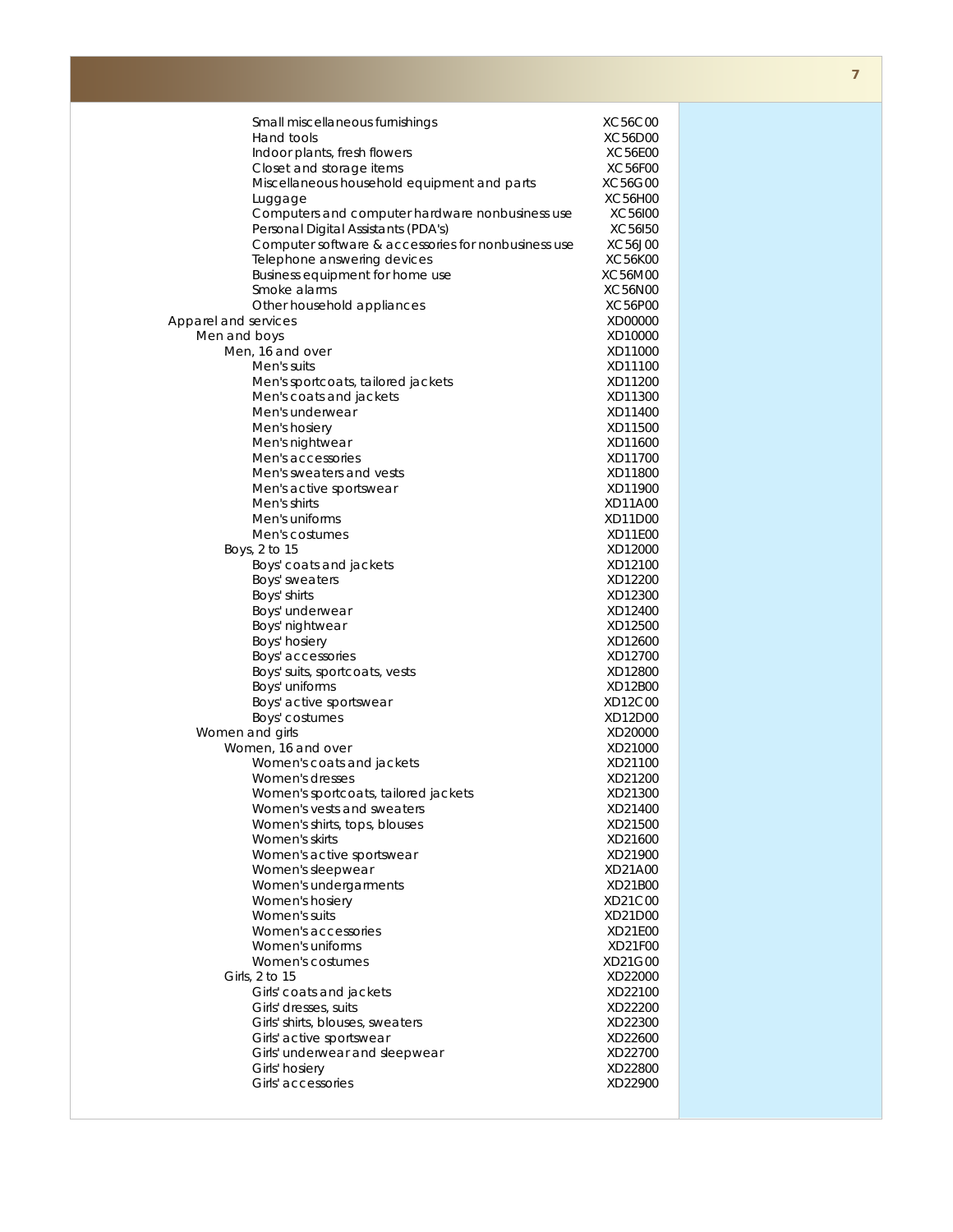| Item | Code |
|---|---|
| Small miscellaneous furnishings | XC56C00 |
| Hand tools | XC56D00 |
| Indoor plants, fresh flowers | XC56E00 |
| Closet and storage items | XC56F00 |
| Miscellaneous household equipment and parts | XC56G00 |
| Luggage | XC56H00 |
| Computers and computer hardware nonbusiness use | XC56I00 |
| Personal Digital Assistants (PDA's) | XC56I50 |
| Computer software & accessories for nonbusiness use | XC56J00 |
| Telephone answering devices | XC56K00 |
| Business equipment for home use | XC56M00 |
| Smoke alarms | XC56N00 |
| Other household appliances | XC56P00 |
| Apparel and services | XD00000 |
| Men and boys | XD10000 |
| Men, 16 and over | XD11000 |
| Men's suits | XD11100 |
| Men's sportcoats, tailored jackets | XD11200 |
| Men's coats and jackets | XD11300 |
| Men's underwear | XD11400 |
| Men's hosiery | XD11500 |
| Men's nightwear | XD11600 |
| Men's accessories | XD11700 |
| Men's sweaters and vests | XD11800 |
| Men's active sportswear | XD11900 |
| Men's shirts | XD11A00 |
| Men's uniforms | XD11D00 |
| Men's costumes | XD11E00 |
| Boys, 2 to 15 | XD12000 |
| Boys' coats and jackets | XD12100 |
| Boys' sweaters | XD12200 |
| Boys' shirts | XD12300 |
| Boys' underwear | XD12400 |
| Boys' nightwear | XD12500 |
| Boys' hosiery | XD12600 |
| Boys' accessories | XD12700 |
| Boys' suits, sportcoats, vests | XD12800 |
| Boys' uniforms | XD12B00 |
| Boys' active sportswear | XD12C00 |
| Boys' costumes | XD12D00 |
| Women and girls | XD20000 |
| Women, 16 and over | XD21000 |
| Women's coats and jackets | XD21100 |
| Women's dresses | XD21200 |
| Women's sportcoats, tailored jackets | XD21300 |
| Women's vests and sweaters | XD21400 |
| Women's shirts, tops, blouses | XD21500 |
| Women's skirts | XD21600 |
| Women's active sportswear | XD21900 |
| Women's sleepwear | XD21A00 |
| Women's undergarments | XD21B00 |
| Women's hosiery | XD21C00 |
| Women's suits | XD21D00 |
| Women's accessories | XD21E00 |
| Women's uniforms | XD21F00 |
| Women's costumes | XD21G00 |
| Girls, 2 to 15 | XD22000 |
| Girls' coats and jackets | XD22100 |
| Girls' dresses, suits | XD22200 |
| Girls' shirts, blouses, sweaters | XD22300 |
| Girls' active sportswear | XD22600 |
| Girls' underwear and sleepwear | XD22700 |
| Girls' hosiery | XD22800 |
| Girls' accessories | XD22900 |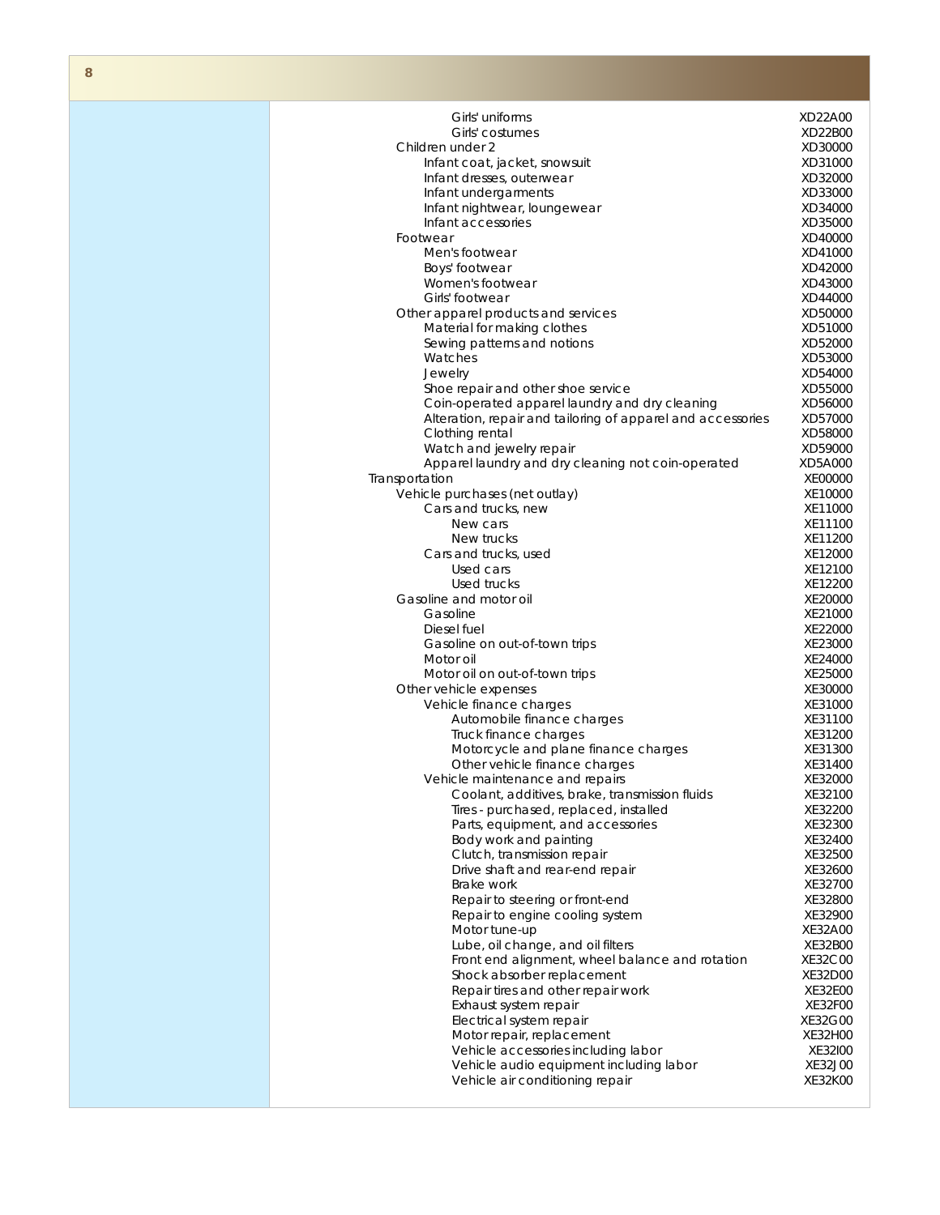| Item | Code |
| --- | --- |
| Girls' uniforms | XD22A00 |
| Girls' costumes | XD22B00 |
| Children under 2 | XD30000 |
| Infant coat, jacket, snowsuit | XD31000 |
| Infant dresses, outerwear | XD32000 |
| Infant undergarments | XD33000 |
| Infant nightwear, loungewear | XD34000 |
| Infant accessories | XD35000 |
| Footwear | XD40000 |
| Men's footwear | XD41000 |
| Boys' footwear | XD42000 |
| Women's footwear | XD43000 |
| Girls' footwear | XD44000 |
| Other apparel products and services | XD50000 |
| Material for making clothes | XD51000 |
| Sewing patterns and notions | XD52000 |
| Watches | XD53000 |
| Jewelry | XD54000 |
| Shoe repair and other shoe service | XD55000 |
| Coin-operated apparel laundry and dry cleaning | XD56000 |
| Alteration, repair and tailoring of apparel and accessories | XD57000 |
| Clothing rental | XD58000 |
| Watch and jewelry repair | XD59000 |
| Apparel laundry and dry cleaning not coin-operated | XD5A000 |
| Transportation | XE00000 |
| Vehicle purchases (net outlay) | XE10000 |
| Cars and trucks, new | XE11000 |
| New cars | XE11100 |
| New trucks | XE11200 |
| Cars and trucks, used | XE12000 |
| Used cars | XE12100 |
| Used trucks | XE12200 |
| Gasoline and motor oil | XE20000 |
| Gasoline | XE21000 |
| Diesel fuel | XE22000 |
| Gasoline on out-of-town trips | XE23000 |
| Motor oil | XE24000 |
| Motor oil on out-of-town trips | XE25000 |
| Other vehicle expenses | XE30000 |
| Vehicle finance charges | XE31000 |
| Automobile finance charges | XE31100 |
| Truck finance charges | XE31200 |
| Motorcycle and plane finance charges | XE31300 |
| Other vehicle finance charges | XE31400 |
| Vehicle maintenance and repairs | XE32000 |
| Coolant, additives, brake, transmission fluids | XE32100 |
| Tires - purchased, replaced, installed | XE32200 |
| Parts, equipment, and accessories | XE32300 |
| Body work and painting | XE32400 |
| Clutch, transmission repair | XE32500 |
| Drive shaft and rear-end repair | XE32600 |
| Brake work | XE32700 |
| Repair to steering or front-end | XE32800 |
| Repair to engine cooling system | XE32900 |
| Motor tune-up | XE32A00 |
| Lube, oil change, and oil filters | XE32B00 |
| Front end alignment, wheel balance and rotation | XE32C00 |
| Shock absorber replacement | XE32D00 |
| Repair tires and other repair work | XE32E00 |
| Exhaust system repair | XE32F00 |
| Electrical system repair | XE32G00 |
| Motor repair, replacement | XE32H00 |
| Vehicle accessories including labor | XE32I00 |
| Vehicle audio equipment including labor | XE32J00 |
| Vehicle air conditioning repair | XE32K00 |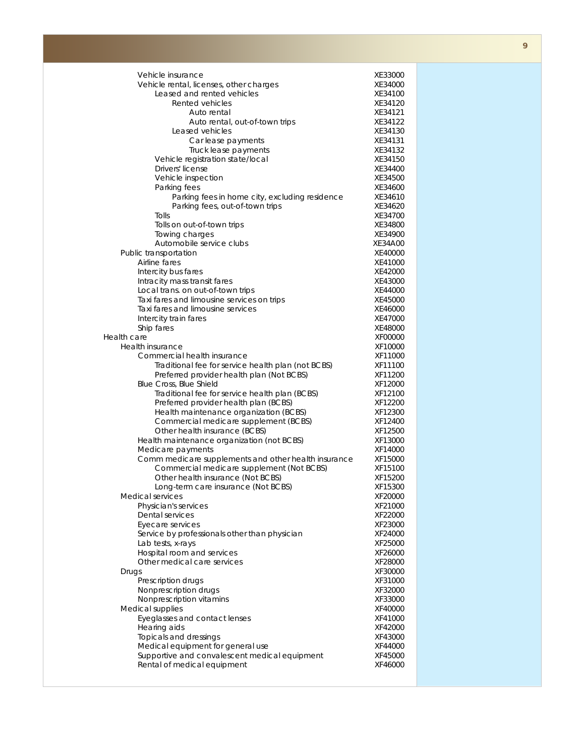| Item | Code |
|---|---|
| Vehicle insurance | XE33000 |
| Vehicle rental, licenses, other charges | XE34000 |
| Leased and rented vehicles | XE34100 |
| Rented vehicles | XE34120 |
| Auto rental | XE34121 |
| Auto rental, out-of-town trips | XE34122 |
| Leased vehicles | XE34130 |
| Car lease payments | XE34131 |
| Truck lease payments | XE34132 |
| Vehicle registration state/local | XE34150 |
| Drivers' license | XE34400 |
| Vehicle inspection | XE34500 |
| Parking fees | XE34600 |
| Parking fees in home city, excluding residence | XE34610 |
| Parking fees, out-of-town trips | XE34620 |
| Tolls | XE34700 |
| Tolls on out-of-town trips | XE34800 |
| Towing charges | XE34900 |
| Automobile service clubs | XE34A00 |
| Public transportation | XE40000 |
| Airline fares | XE41000 |
| Intercity bus fares | XE42000 |
| Intracity mass transit fares | XE43000 |
| Local trans. on out-of-town trips | XE44000 |
| Taxi fares and limousine services on trips | XE45000 |
| Taxi fares and limousine services | XE46000 |
| Intercity train fares | XE47000 |
| Ship fares | XE48000 |
| Health care | XF00000 |
| Health insurance | XF10000 |
| Commercial health insurance | XF11000 |
| Traditional fee for service health plan (not BCBS) | XF11100 |
| Preferred provider health plan (Not BCBS) | XF11200 |
| Blue Cross, Blue Shield | XF12000 |
| Traditional fee for service health plan (BCBS) | XF12100 |
| Preferred provider health plan (BCBS) | XF12200 |
| Health maintenance organization (BCBS) | XF12300 |
| Commercial medicare supplement (BCBS) | XF12400 |
| Other health insurance (BCBS) | XF12500 |
| Health maintenance organization (not BCBS) | XF13000 |
| Medicare payments | XF14000 |
| Comm medicare supplements and other health insurance | XF15000 |
| Commercial medicare supplement (Not BCBS) | XF15100 |
| Other health insurance (Not BCBS) | XF15200 |
| Long-term care insurance (Not BCBS) | XF15300 |
| Medical services | XF20000 |
| Physician's services | XF21000 |
| Dental services | XF22000 |
| Eyecare services | XF23000 |
| Service by professionals other than physician | XF24000 |
| Lab tests, x-rays | XF25000 |
| Hospital room and services | XF26000 |
| Other medical care services | XF28000 |
| Drugs | XF30000 |
| Prescription drugs | XF31000 |
| Nonprescription drugs | XF32000 |
| Nonprescription vitamins | XF33000 |
| Medical supplies | XF40000 |
| Eyeglasses and contact lenses | XF41000 |
| Hearing aids | XF42000 |
| Topicals and dressings | XF43000 |
| Medical equipment for general use | XF44000 |
| Supportive and convalescent medical equipment | XF45000 |
| Rental of medical equipment | XF46000 |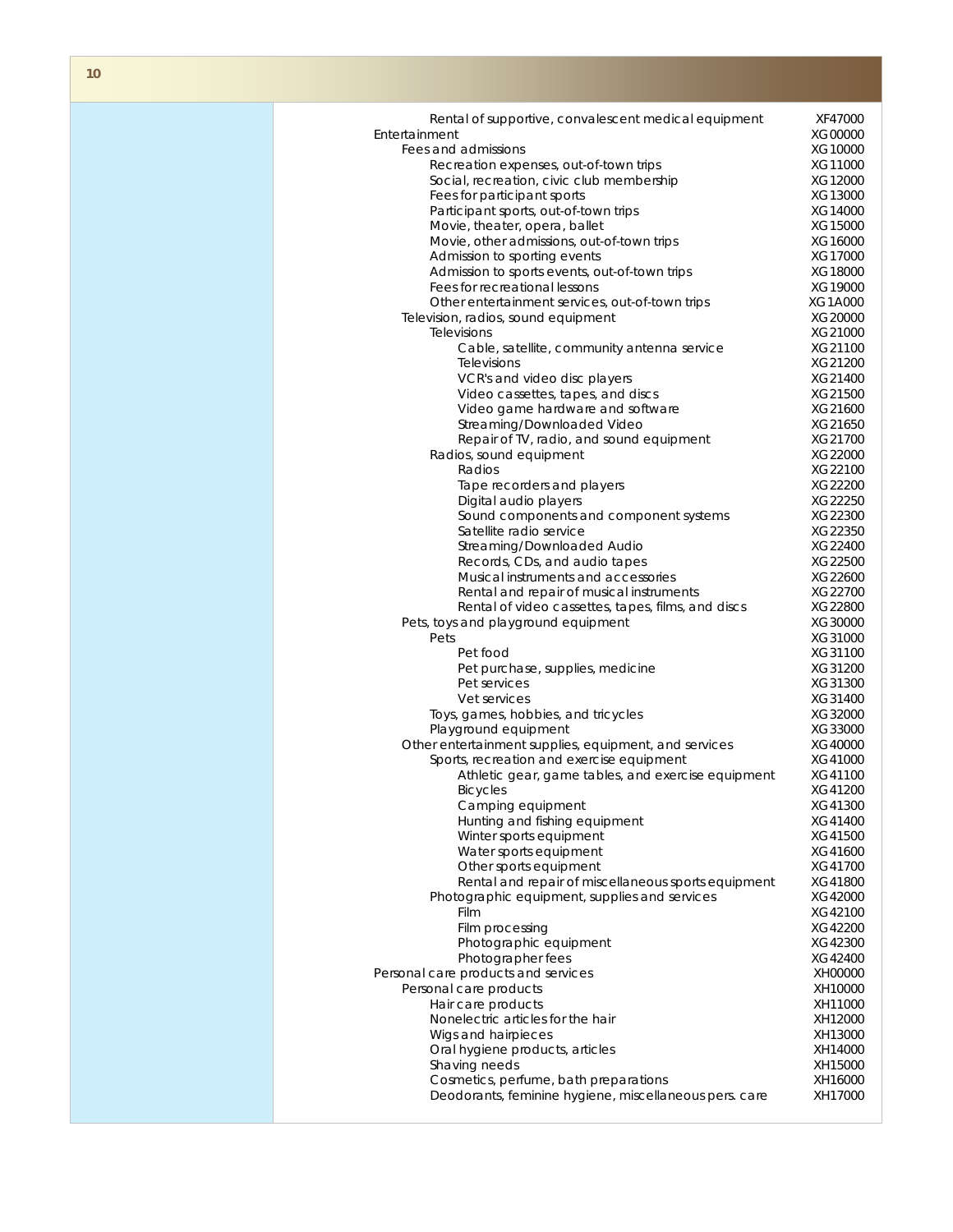| Category | Code |
|---|---|
| Rental of supportive, convalescent medical equipment | XF47000 |
| Entertainment | XG00000 |
| Fees and admissions | XG10000 |
| Recreation expenses, out-of-town trips | XG11000 |
| Social, recreation, civic club membership | XG12000 |
| Fees for participant sports | XG13000 |
| Participant sports, out-of-town trips | XG14000 |
| Movie, theater, opera, ballet | XG15000 |
| Movie, other admissions, out-of-town trips | XG16000 |
| Admission to sporting events | XG17000 |
| Admission to sports events, out-of-town trips | XG18000 |
| Fees for recreational lessons | XG19000 |
| Other entertainment services, out-of-town trips | XG1A000 |
| Television, radios, sound equipment | XG20000 |
| Televisions | XG21000 |
| Cable, satellite, community antenna service | XG21100 |
| Televisions | XG21200 |
| VCR's and video disc players | XG21400 |
| Video cassettes, tapes, and discs | XG21500 |
| Video game hardware and software | XG21600 |
| Streaming/Downloaded Video | XG21650 |
| Repair of TV, radio, and sound equipment | XG21700 |
| Radios, sound equipment | XG22000 |
| Radios | XG22100 |
| Tape recorders and players | XG22200 |
| Digital audio players | XG22250 |
| Sound components and component systems | XG22300 |
| Satellite radio service | XG22350 |
| Streaming/Downloaded Audio | XG22400 |
| Records, CDs, and audio tapes | XG22500 |
| Musical instruments and accessories | XG22600 |
| Rental and repair of musical instruments | XG22700 |
| Rental of video cassettes, tapes, films, and discs | XG22800 |
| Pets, toys and playground equipment | XG30000 |
| Pets | XG31000 |
| Pet food | XG31100 |
| Pet purchase, supplies, medicine | XG31200 |
| Pet services | XG31300 |
| Vet services | XG31400 |
| Toys, games, hobbies, and tricycles | XG32000 |
| Playground equipment | XG33000 |
| Other entertainment supplies, equipment, and services | XG40000 |
| Sports, recreation and exercise equipment | XG41000 |
| Athletic gear, game tables, and exercise equipment | XG41100 |
| Bicycles | XG41200 |
| Camping equipment | XG41300 |
| Hunting and fishing equipment | XG41400 |
| Winter sports equipment | XG41500 |
| Water sports equipment | XG41600 |
| Other sports equipment | XG41700 |
| Rental and repair of miscellaneous sports equipment | XG41800 |
| Photographic equipment, supplies and services | XG42000 |
| Film | XG42100 |
| Film processing | XG42200 |
| Photographic equipment | XG42300 |
| Photographer fees | XG42400 |
| Personal care products and services | XH00000 |
| Personal care products | XH10000 |
| Hair care products | XH11000 |
| Nonelectric articles for the hair | XH12000 |
| Wigs and hairpieces | XH13000 |
| Oral hygiene products, articles | XH14000 |
| Shaving needs | XH15000 |
| Cosmetics, perfume, bath preparations | XH16000 |
| Deodorants, feminine hygiene, miscellaneous pers. care | XH17000 |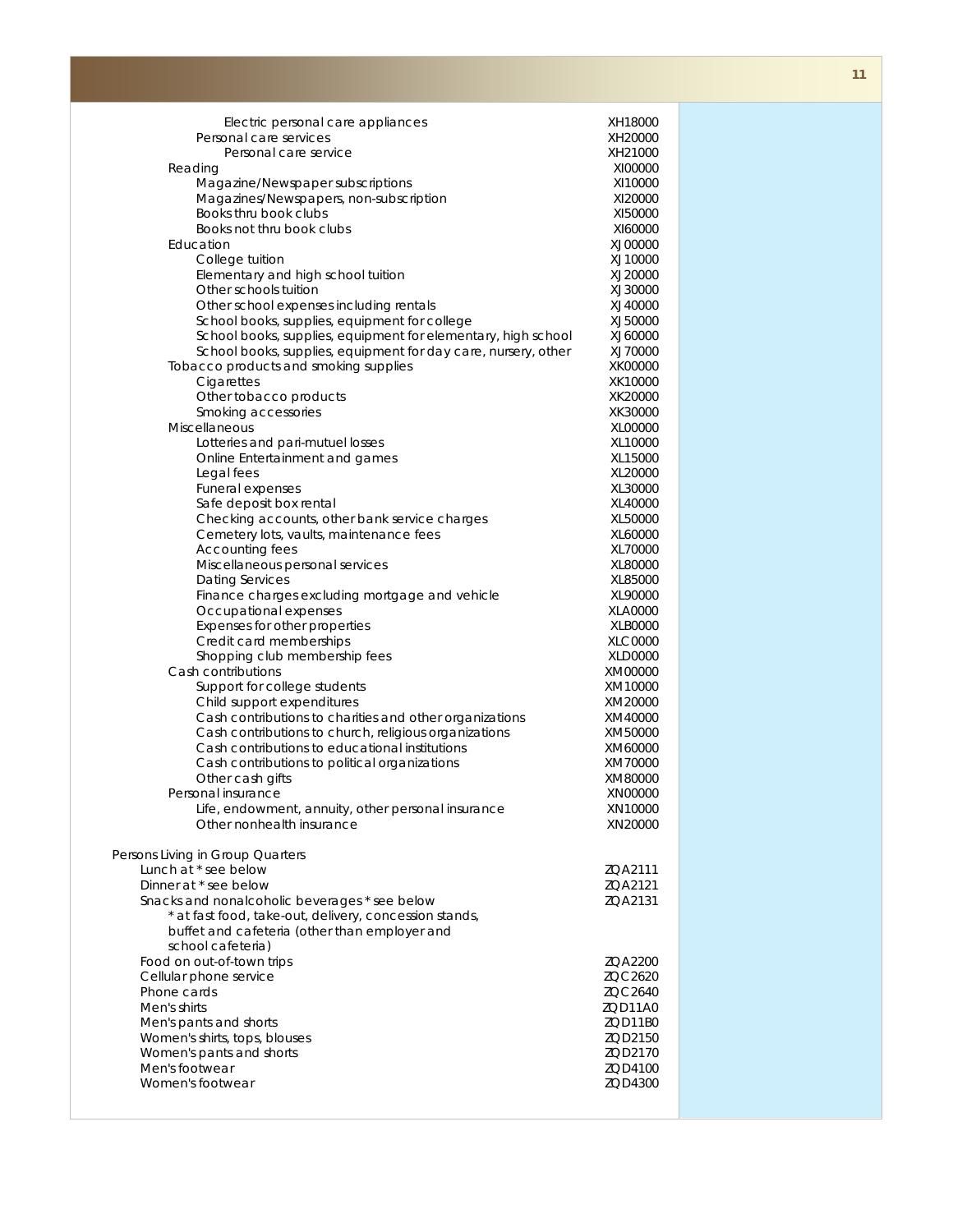| Item | Code |
|---|---|
| Electric personal care appliances | XH18000 |
| Personal care services | XH20000 |
| Personal care service | XH21000 |
| Reading | XI00000 |
| Magazine/Newspaper subscriptions | XI10000 |
| Magazines/Newspapers, non-subscription | XI20000 |
| Books thru book clubs | XI50000 |
| Books not thru book clubs | XI60000 |
| Education | XJ00000 |
| College tuition | XJ10000 |
| Elementary and high school tuition | XJ20000 |
| Other schools tuition | XJ30000 |
| Other school expenses including rentals | XJ40000 |
| School books, supplies, equipment for college | XJ50000 |
| School books, supplies, equipment for elementary, high school | XJ60000 |
| School books, supplies, equipment for day care, nursery, other | XJ70000 |
| Tobacco products and smoking supplies | XK00000 |
| Cigarettes | XK10000 |
| Other tobacco products | XK20000 |
| Smoking accessories | XK30000 |
| Miscellaneous | XL00000 |
| Lotteries and pari-mutuel losses | XL10000 |
| Online Entertainment and games | XL15000 |
| Legal fees | XL20000 |
| Funeral expenses | XL30000 |
| Safe deposit box rental | XL40000 |
| Checking accounts, other bank service charges | XL50000 |
| Cemetery lots, vaults, maintenance fees | XL60000 |
| Accounting fees | XL70000 |
| Miscellaneous personal services | XL80000 |
| Dating Services | XL85000 |
| Finance charges excluding mortgage and vehicle | XL90000 |
| Occupational expenses | XLA0000 |
| Expenses for other properties | XLB0000 |
| Credit card memberships | XLC0000 |
| Shopping club membership fees | XLD0000 |
| Cash contributions | XM00000 |
| Support for college students | XM10000 |
| Child support expenditures | XM20000 |
| Cash contributions to charities and other organizations | XM40000 |
| Cash contributions to church, religious organizations | XM50000 |
| Cash contributions to educational institutions | XM60000 |
| Cash contributions to political organizations | XM70000 |
| Other cash gifts | XM80000 |
| Personal insurance | XN00000 |
| Life, endowment, annuity, other personal insurance | XN10000 |
| Other nonhealth insurance | XN20000 |

Persons Living in Group Quarters

| Item | Code |
|---|---|
| Lunch at * see below | ZQA2111 |
| Dinner at * see below | ZQA2121 |
| Snacks and nonalcoholic beverages * see below | ZQA2131 |
| * at fast food, take-out, delivery, concession stands, buffet and cafeteria (other than employer and school cafeteria) | |
| Food on out-of-town trips | ZQA2200 |
| Cellular phone service | ZQC2620 |
| Phone cards | ZQC2640 |
| Men's shirts | ZQD11A0 |
| Men's pants and shorts | ZQD11B0 |
| Women's shirts, tops, blouses | ZQD2150 |
| Women's pants and shorts | ZQD2170 |
| Men's footwear | ZQD4100 |
| Women's footwear | ZQD4300 |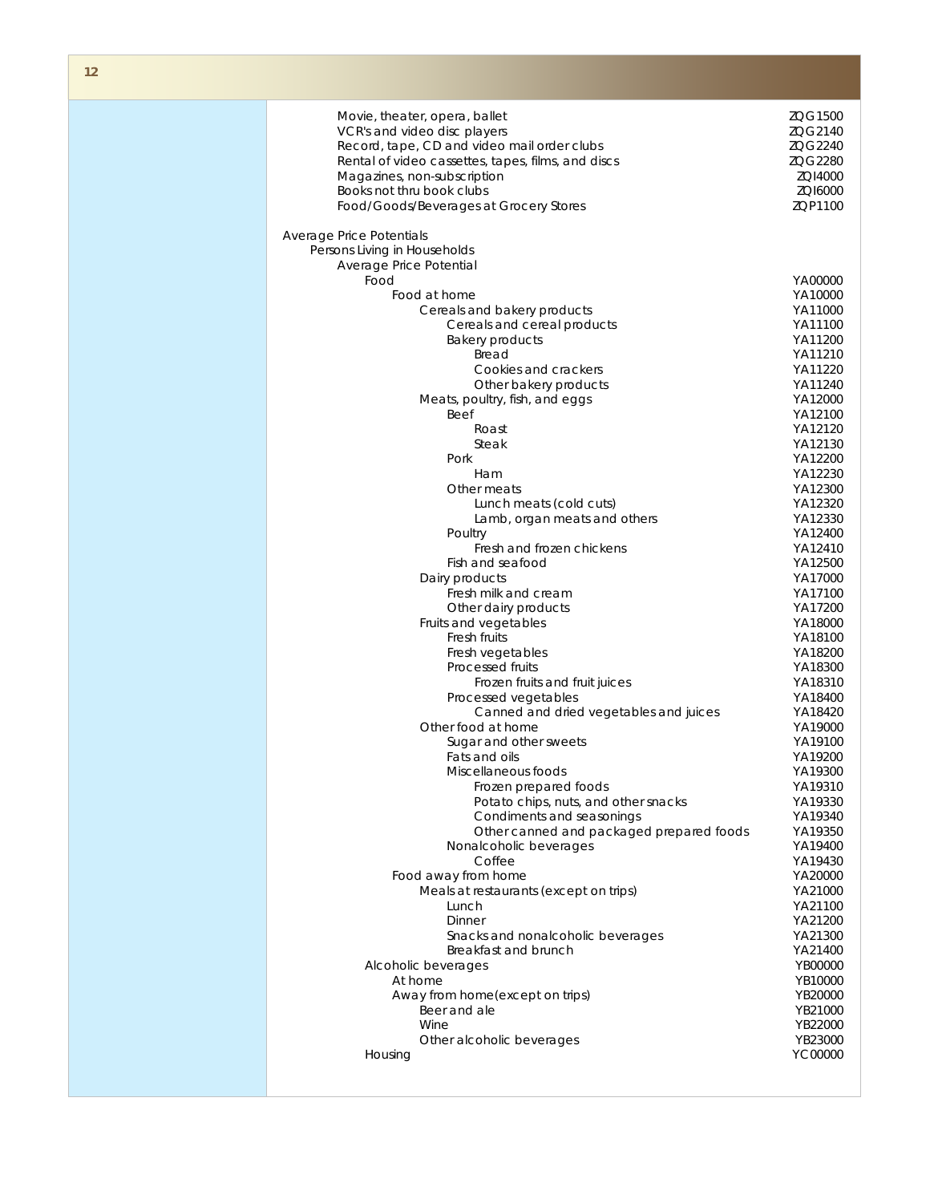| Item | Code |
|---|---|
| Movie, theater, opera, ballet | ZQG1500 |
| VCR's and video disc players | ZQG2140 |
| Record, tape, CD and video mail order clubs | ZQG2240 |
| Rental of video cassettes, tapes, films, and discs | ZQG2280 |
| Magazines, non-subscription | ZQI4000 |
| Books not thru book clubs | ZQI6000 |
| Food/Goods/Beverages at Grocery Stores | ZQP1100 |
| | |
| Average Price Potentials | |
| Persons Living in Households | |
| Average Price Potential | |
| Food | YA00000 |
| Food at home | YA10000 |
| Cereals and bakery products | YA11000 |
| Cereals and cereal products | YA11100 |
| Bakery products | YA11200 |
| Bread | YA11210 |
| Cookies and crackers | YA11220 |
| Other bakery products | YA11240 |
| Meats, poultry, fish, and eggs | YA12000 |
| Beef | YA12100 |
| Roast | YA12120 |
| Steak | YA12130 |
| Pork | YA12200 |
| Ham | YA12230 |
| Other meats | YA12300 |
| Lunch meats (cold cuts) | YA12320 |
| Lamb, organ meats and others | YA12330 |
| Poultry | YA12400 |
| Fresh and frozen chickens | YA12410 |
| Fish and seafood | YA12500 |
| Dairy products | YA17000 |
| Fresh milk and cream | YA17100 |
| Other dairy products | YA17200 |
| Fruits and vegetables | YA18000 |
| Fresh fruits | YA18100 |
| Fresh vegetables | YA18200 |
| Processed fruits | YA18300 |
| Frozen fruits and fruit juices | YA18310 |
| Processed vegetables | YA18400 |
| Canned and dried vegetables and juices | YA18420 |
| Other food at home | YA19000 |
| Sugar and other sweets | YA19100 |
| Fats and oils | YA19200 |
| Miscellaneous foods | YA19300 |
| Frozen prepared foods | YA19310 |
| Potato chips, nuts, and other snacks | YA19330 |
| Condiments and seasonings | YA19340 |
| Other canned and packaged prepared foods | YA19350 |
| Nonalcoholic beverages | YA19400 |
| Coffee | YA19430 |
| Food away from home | YA20000 |
| Meals at restaurants (except on trips) | YA21000 |
| Lunch | YA21100 |
| Dinner | YA21200 |
| Snacks and nonalcoholic beverages | YA21300 |
| Breakfast and brunch | YA21400 |
| Alcoholic beverages | YB00000 |
| At home | YB10000 |
| Away from home(except on trips) | YB20000 |
| Beer and ale | YB21000 |
| Wine | YB22000 |
| Other alcoholic beverages | YB23000 |
| Housing | YC00000 |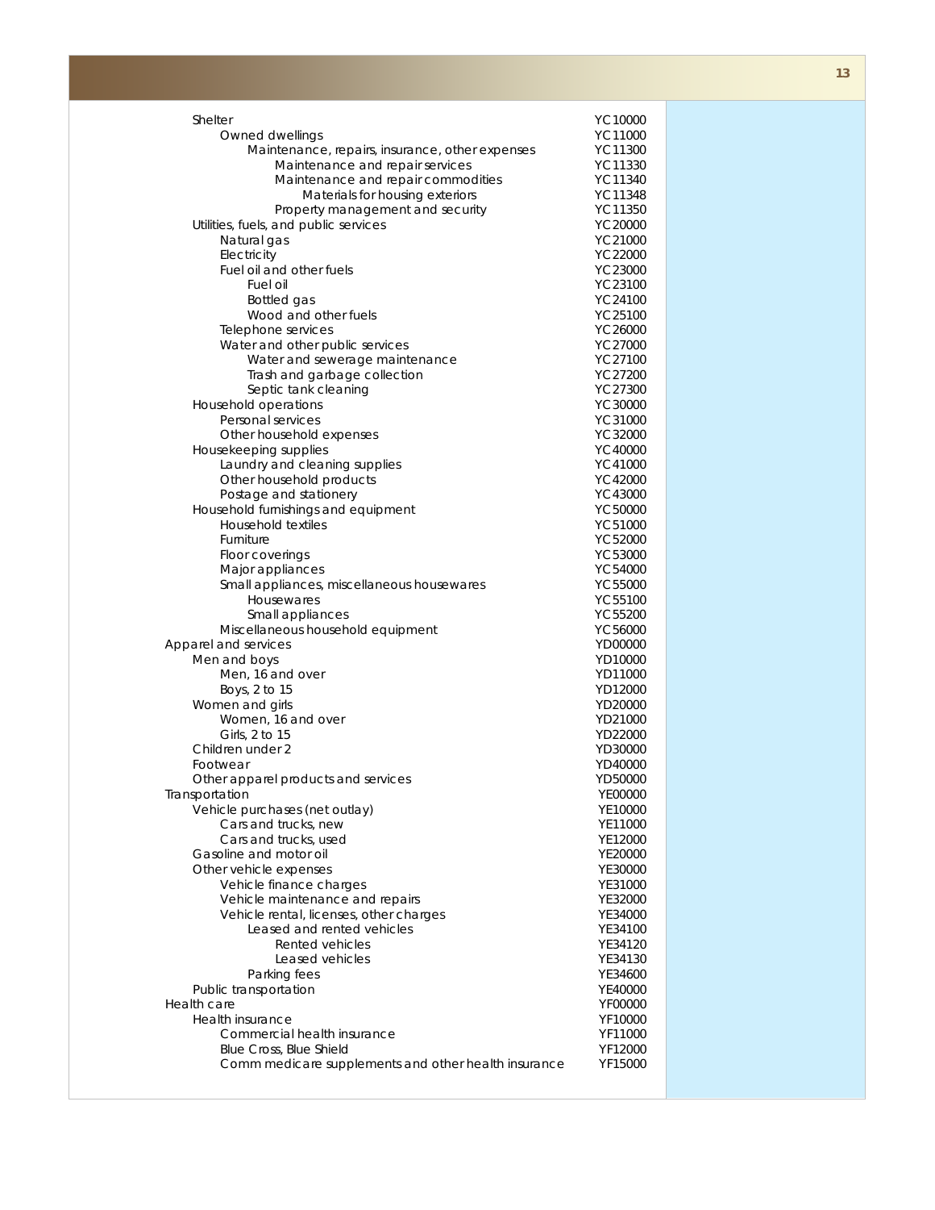| Category | Code |
|---|---|
| Shelter | YC10000 |
| Owned dwellings | YC11000 |
| Maintenance, repairs, insurance, other expenses | YC11300 |
| Maintenance and repair services | YC11330 |
| Maintenance and repair commodities | YC11340 |
| Materials for housing exteriors | YC11348 |
| Property management and security | YC11350 |
| Utilities, fuels, and public services | YC20000 |
| Natural gas | YC21000 |
| Electricity | YC22000 |
| Fuel oil and other fuels | YC23000 |
| Fuel oil | YC23100 |
| Bottled gas | YC24100 |
| Wood and other fuels | YC25100 |
| Telephone services | YC26000 |
| Water and other public services | YC27000 |
| Water and sewerage maintenance | YC27100 |
| Trash and garbage collection | YC27200 |
| Septic tank cleaning | YC27300 |
| Household operations | YC30000 |
| Personal services | YC31000 |
| Other household expenses | YC32000 |
| Housekeeping supplies | YC40000 |
| Laundry and cleaning supplies | YC41000 |
| Other household products | YC42000 |
| Postage and stationery | YC43000 |
| Household furnishings and equipment | YC50000 |
| Household textiles | YC51000 |
| Furniture | YC52000 |
| Floor coverings | YC53000 |
| Major appliances | YC54000 |
| Small appliances, miscellaneous housewares | YC55000 |
| Housewares | YC55100 |
| Small appliances | YC55200 |
| Miscellaneous household equipment | YC56000 |
| Apparel and services | YD00000 |
| Men and boys | YD10000 |
| Men, 16 and over | YD11000 |
| Boys, 2 to 15 | YD12000 |
| Women and girls | YD20000 |
| Women, 16 and over | YD21000 |
| Girls, 2 to 15 | YD22000 |
| Children under 2 | YD30000 |
| Footwear | YD40000 |
| Other apparel products and services | YD50000 |
| Transportation | YE00000 |
| Vehicle purchases (net outlay) | YE10000 |
| Cars and trucks, new | YE11000 |
| Cars and trucks, used | YE12000 |
| Gasoline and motor oil | YE20000 |
| Other vehicle expenses | YE30000 |
| Vehicle finance charges | YE31000 |
| Vehicle maintenance and repairs | YE32000 |
| Vehicle rental, licenses, other charges | YE34000 |
| Leased and rented vehicles | YE34100 |
| Rented vehicles | YE34120 |
| Leased vehicles | YE34130 |
| Parking fees | YE34600 |
| Public transportation | YE40000 |
| Health care | YF00000 |
| Health insurance | YF10000 |
| Commercial health insurance | YF11000 |
| Blue Cross, Blue Shield | YF12000 |
| Comm medicare supplements and other health insurance | YF15000 |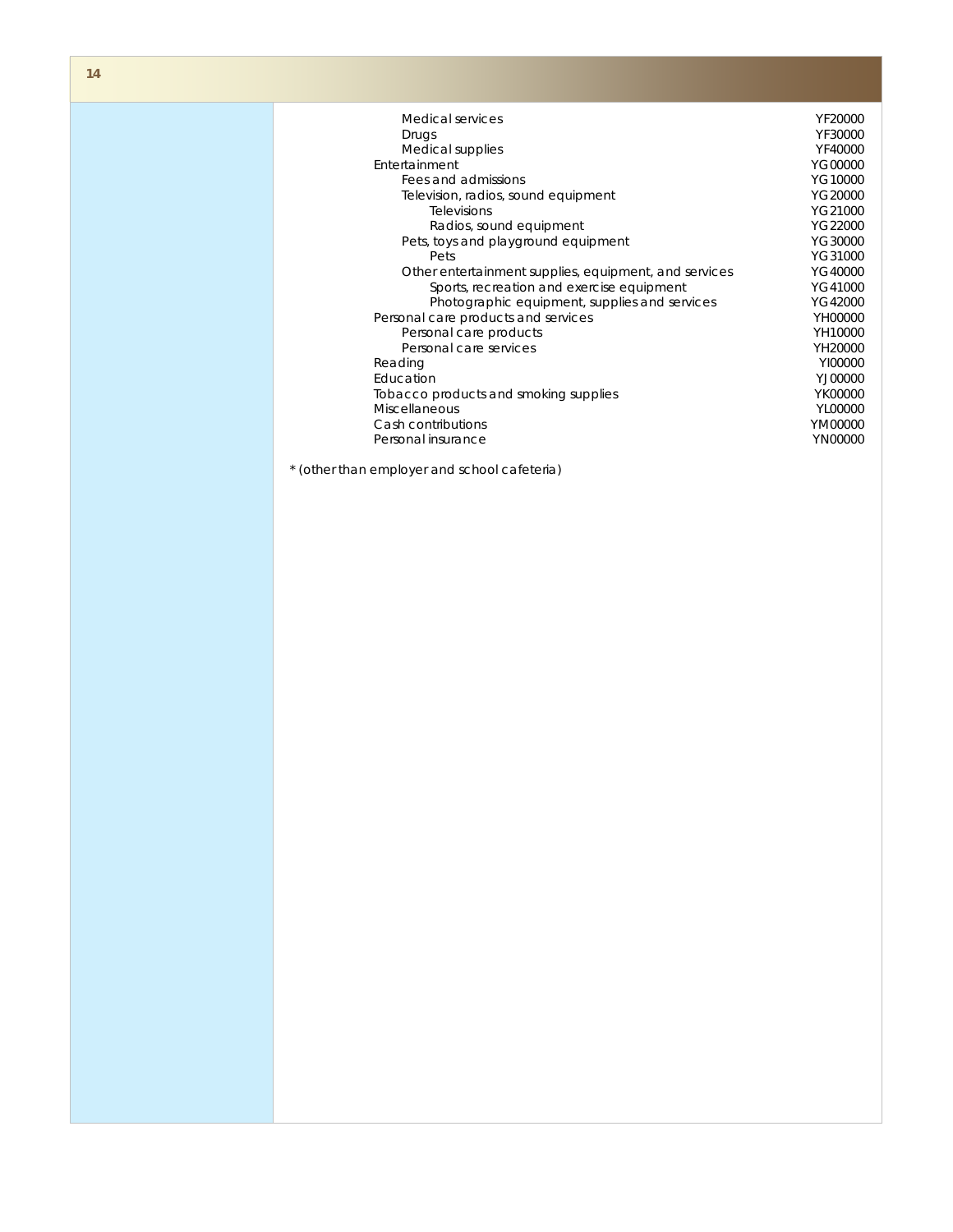| | |
|---|---|
| Medical services | YF20000 |
| Drugs | YF30000 |
| Medical supplies | YF40000 |
| Entertainment | YG00000 |
| Fees and admissions | YG10000 |
| Television, radios, sound equipment | YG20000 |
| Televisions | YG21000 |
| Radios, sound equipment | YG22000 |
| Pets, toys and playground equipment | YG30000 |
| Pets | YG31000 |
| Other entertainment supplies, equipment, and services | YG40000 |
| Sports, recreation and exercise equipment | YG41000 |
| Photographic equipment, supplies and services | YG42000 |
| Personal care products and services | YH00000 |
| Personal care products | YH10000 |
| Personal care services | YH20000 |
| Reading | YI00000 |
| Education | YJ00000 |
| Tobacco products and smoking supplies | YK00000 |
| Miscellaneous | YL00000 |
| Cash contributions | YM00000 |
| Personal insurance | YN00000 |

* (other than employer and school cafeteria)